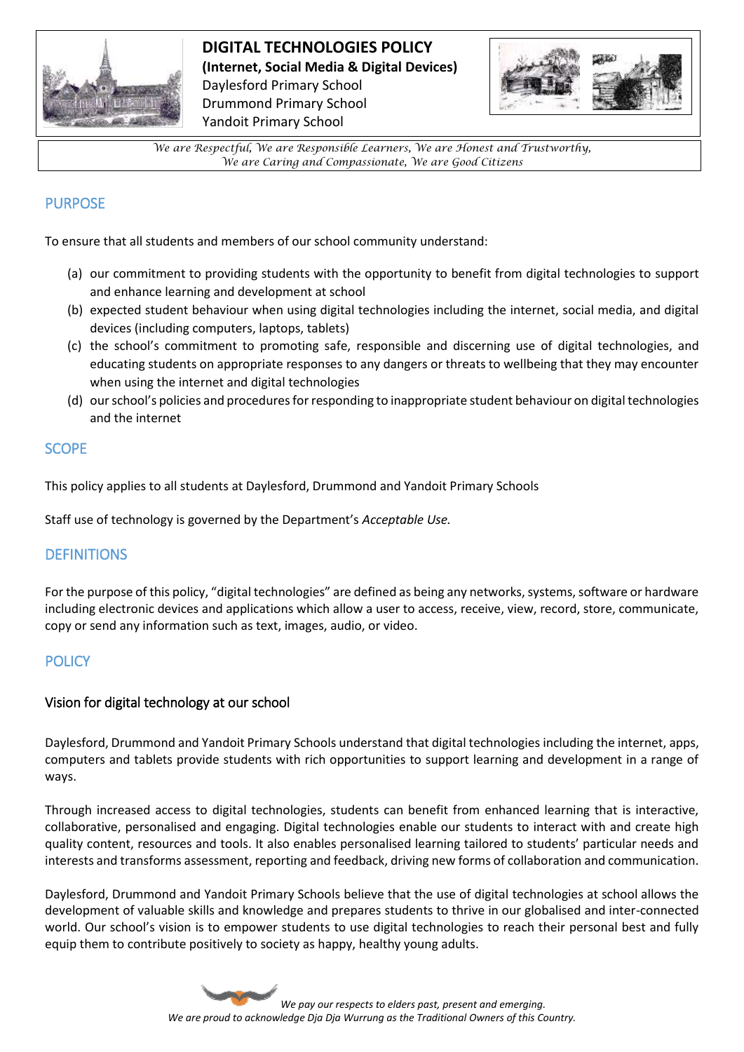# DIGITAL TECHNOLOGIES POLICY

**(Internet, Social Media & Digital Devices)**

Daylesford Primary School
Drummond Primary School
Yandoit Primary School

*We are Respectful, We are Responsible Learners, We are Honest and Trustworthy, We are Caring and Compassionate, We are Good Citizens*

## PURPOSE

To ensure that all students and members of our school community understand:

(a) our commitment to providing students with the opportunity to benefit from digital technologies to support and enhance learning and development at school

(b) expected student behaviour when using digital technologies including the internet, social media, and digital devices (including computers, laptops, tablets)

(c) the school's commitment to promoting safe, responsible and discerning use of digital technologies, and educating students on appropriate responses to any dangers or threats to wellbeing that they may encounter when using the internet and digital technologies

(d) our school's policies and procedures for responding to inappropriate student behaviour on digital technologies and the internet

## SCOPE

This policy applies to all students at Daylesford, Drummond and Yandoit Primary Schools

Staff use of technology is governed by the Department's *Acceptable Use.*

## DEFINITIONS

For the purpose of this policy, "digital technologies" are defined as being any networks, systems, software or hardware including electronic devices and applications which allow a user to access, receive, view, record, store, communicate, copy or send any information such as text, images, audio, or video.

## POLICY

### Vision for digital technology at our school

Daylesford, Drummond and Yandoit Primary Schools understand that digital technologies including the internet, apps, computers and tablets provide students with rich opportunities to support learning and development in a range of ways.

Through increased access to digital technologies, students can benefit from enhanced learning that is interactive, collaborative, personalised and engaging. Digital technologies enable our students to interact with and create high quality content, resources and tools. It also enables personalised learning tailored to students' particular needs and interests and transforms assessment, reporting and feedback, driving new forms of collaboration and communication.

Daylesford, Drummond and Yandoit Primary Schools believe that the use of digital technologies at school allows the development of valuable skills and knowledge and prepares students to thrive in our globalised and inter-connected world. Our school's vision is to empower students to use digital technologies to reach their personal best and fully equip them to contribute positively to society as happy, healthy young adults.

*We pay our respects to elders past, present and emerging.*
*We are proud to acknowledge Dja Dja Wurrung as the Traditional Owners of this Country.*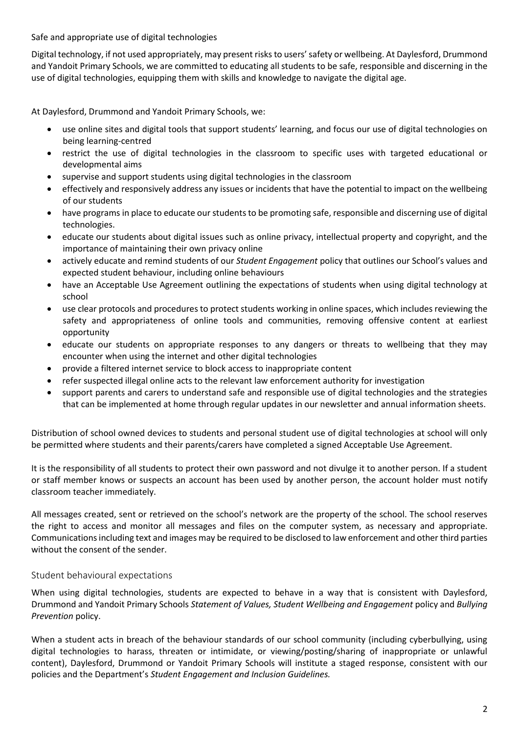## Safe and appropriate use of digital technologies

Digital technology, if not used appropriately, may present risks to users' safety or wellbeing. At Daylesford, Drummond and Yandoit Primary Schools, we are committed to educating all students to be safe, responsible and discerning in the use of digital technologies, equipping them with skills and knowledge to navigate the digital age.

At Daylesford, Drummond and Yandoit Primary Schools, we:

- use online sites and digital tools that support students' learning, and focus our use of digital technologies on being learning-centred
- restrict the use of digital technologies in the classroom to specific uses with targeted educational or developmental aims
- supervise and support students using digital technologies in the classroom
- effectively and responsively address any issues or incidents that have the potential to impact on the wellbeing of our students
- have programs in place to educate our students to be promoting safe, responsible and discerning use of digital technologies.
- educate our students about digital issues such as online privacy, intellectual property and copyright, and the importance of maintaining their own privacy online
- actively educate and remind students of our *Student Engagement* policy that outlines our School's values and expected student behaviour, including online behaviours
- have an Acceptable Use Agreement outlining the expectations of students when using digital technology at school
- use clear protocols and procedures to protect students working in online spaces, which includes reviewing the safety and appropriateness of online tools and communities, removing offensive content at earliest opportunity
- educate our students on appropriate responses to any dangers or threats to wellbeing that they may encounter when using the internet and other digital technologies
- provide a filtered internet service to block access to inappropriate content
- refer suspected illegal online acts to the relevant law enforcement authority for investigation
- support parents and carers to understand safe and responsible use of digital technologies and the strategies that can be implemented at home through regular updates in our newsletter and annual information sheets.

Distribution of school owned devices to students and personal student use of digital technologies at school will only be permitted where students and their parents/carers have completed a signed Acceptable Use Agreement.

It is the responsibility of all students to protect their own password and not divulge it to another person. If a student or staff member knows or suspects an account has been used by another person, the account holder must notify classroom teacher immediately.

All messages created, sent or retrieved on the school's network are the property of the school. The school reserves the right to access and monitor all messages and files on the computer system, as necessary and appropriate. Communications including text and images may be required to be disclosed to law enforcement and other third parties without the consent of the sender.

## Student behavioural expectations

When using digital technologies, students are expected to behave in a way that is consistent with Daylesford, Drummond and Yandoit Primary Schools *Statement of Values, Student Wellbeing and Engagement* policy and *Bullying Prevention* policy.

When a student acts in breach of the behaviour standards of our school community (including cyberbullying, using digital technologies to harass, threaten or intimidate, or viewing/posting/sharing of inappropriate or unlawful content), Daylesford, Drummond or Yandoit Primary Schools will institute a staged response, consistent with our policies and the Department's *Student Engagement and Inclusion Guidelines.*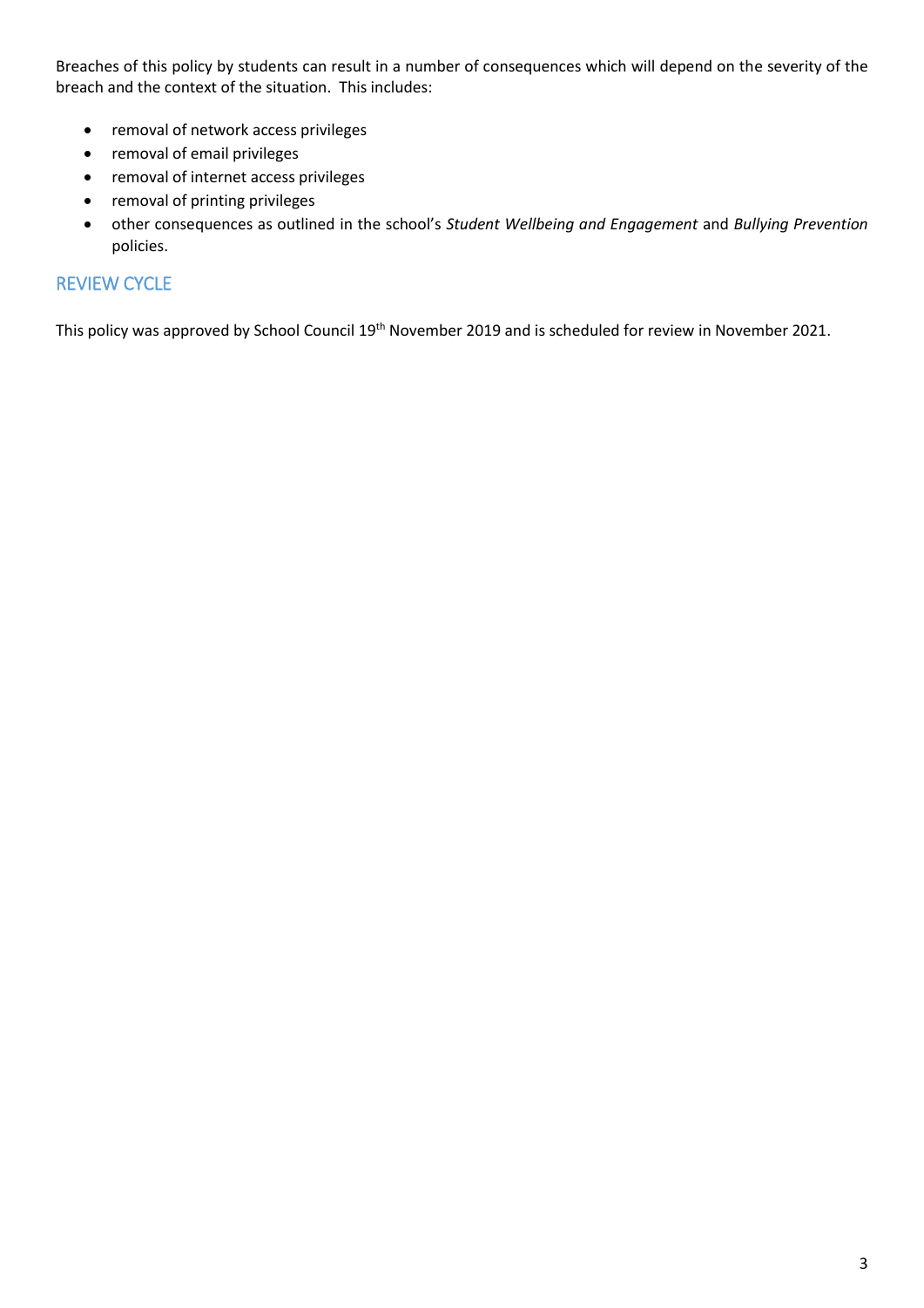Breaches of this policy by students can result in a number of consequences which will depend on the severity of the breach and the context of the situation. This includes:

- removal of network access privileges
- removal of email privileges
- removal of internet access privileges
- removal of printing privileges
- other consequences as outlined in the school's *Student Wellbeing and Engagement* and *Bullying Prevention* policies.

## REVIEW CYCLE

This policy was approved by School Council 19th November 2019 and is scheduled for review in November 2021.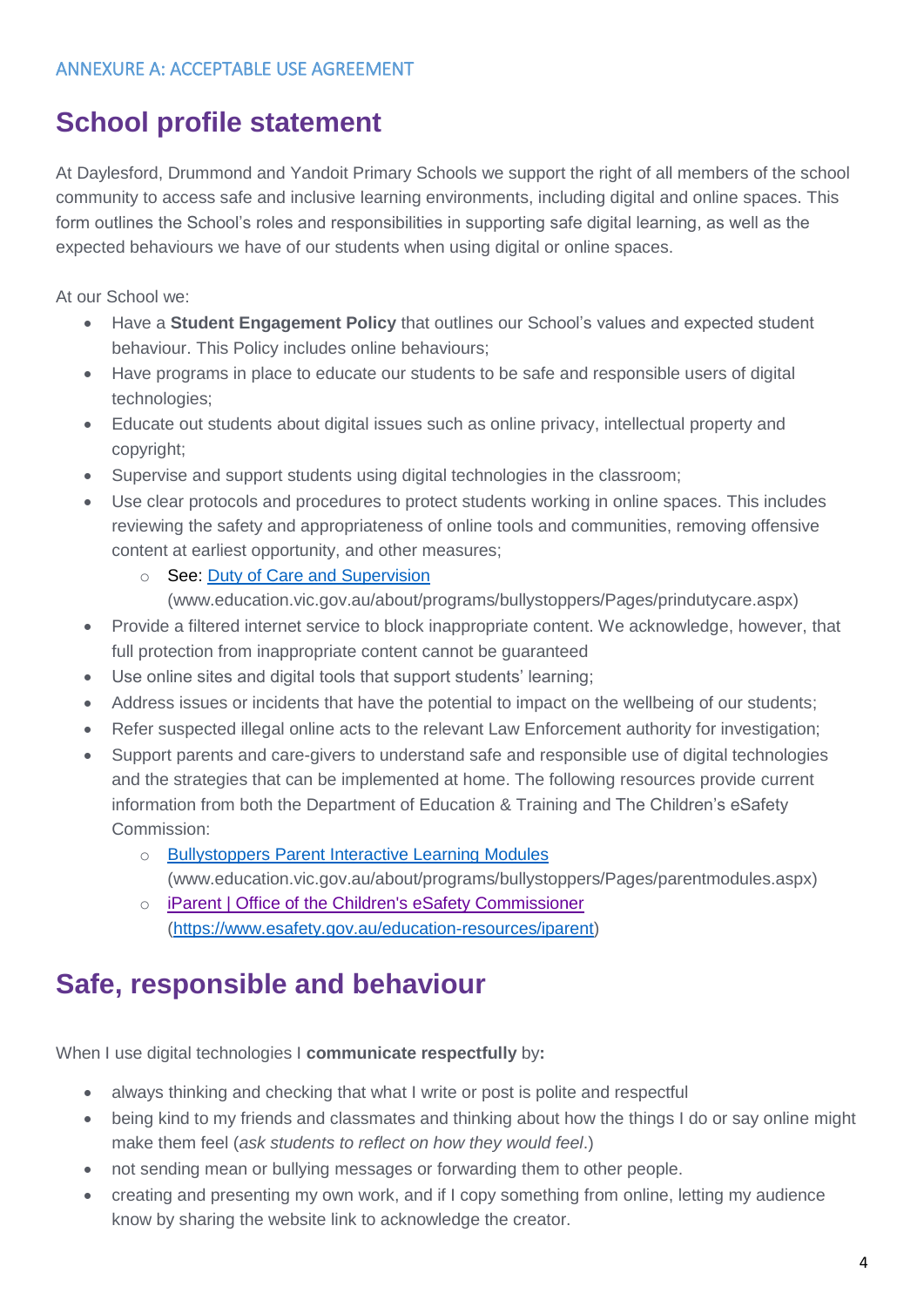ANNEXURE A: ACCEPTABLE USE AGREEMENT

# School profile statement

At Daylesford, Drummond and Yandoit Primary Schools we support the right of all members of the school community to access safe and inclusive learning environments, including digital and online spaces. This form outlines the School's roles and responsibilities in supporting safe digital learning, as well as the expected behaviours we have of our students when using digital or online spaces.

At our School we:

- Have a **Student Engagement Policy** that outlines our School's values and expected student behaviour. This Policy includes online behaviours;
- Have programs in place to educate our students to be safe and responsible users of digital technologies;
- Educate out students about digital issues such as online privacy, intellectual property and copyright;
- Supervise and support students using digital technologies in the classroom;
- Use clear protocols and procedures to protect students working in online spaces. This includes reviewing the safety and appropriateness of online tools and communities, removing offensive content at earliest opportunity, and other measures;
  - See: [Duty of Care and Supervision](www.education.vic.gov.au/about/programs/bullystoppers/Pages/prindutycare.aspx) (www.education.vic.gov.au/about/programs/bullystoppers/Pages/prindutycare.aspx)
- Provide a filtered internet service to block inappropriate content. We acknowledge, however, that full protection from inappropriate content cannot be guaranteed
- Use online sites and digital tools that support students' learning;
- Address issues or incidents that have the potential to impact on the wellbeing of our students;
- Refer suspected illegal online acts to the relevant Law Enforcement authority for investigation;
- Support parents and care-givers to understand safe and responsible use of digital technologies and the strategies that can be implemented at home. The following resources provide current information from both the Department of Education & Training and The Children's eSafety Commission:
  - [Bullystoppers Parent Interactive Learning Modules](www.education.vic.gov.au/about/programs/bullystoppers/Pages/parentmodules.aspx) (www.education.vic.gov.au/about/programs/bullystoppers/Pages/parentmodules.aspx)
  - [iParent | Office of the Children's eSafety Commissioner](https://www.esafety.gov.au/education-resources/iparent) (https://www.esafety.gov.au/education-resources/iparent)

# Safe, responsible and behaviour

When I use digital technologies I **communicate respectfully** by**:**

- always thinking and checking that what I write or post is polite and respectful
- being kind to my friends and classmates and thinking about how the things I do or say online might make them feel (*ask students to reflect on how they would feel*.)
- not sending mean or bullying messages or forwarding them to other people.
- creating and presenting my own work, and if I copy something from online, letting my audience know by sharing the website link to acknowledge the creator.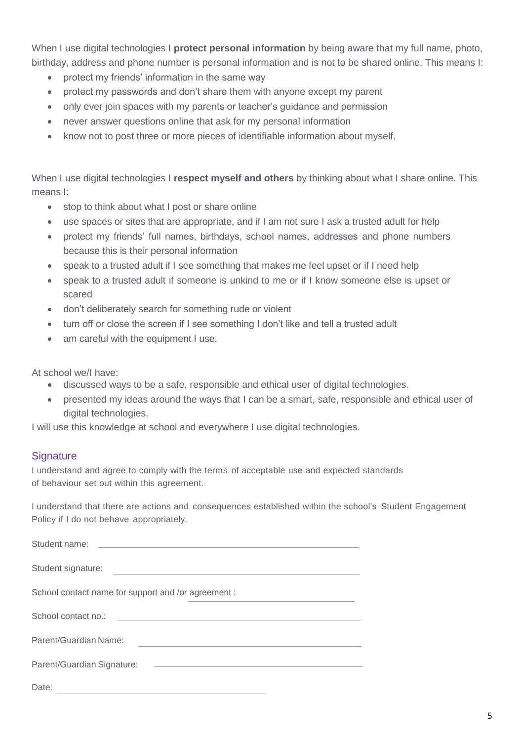When I use digital technologies I **protect personal information** by being aware that my full name, photo, birthday, address and phone number is personal information and is not to be shared online. This means I:

- protect my friends' information in the same way
- protect my passwords and don't share them with anyone except my parent
- only ever join spaces with my parents or teacher's guidance and permission
- never answer questions online that ask for my personal information
- know not to post three or more pieces of identifiable information about myself.

When I use digital technologies I **respect myself and others** by thinking about what I share online. This means I:

- stop to think about what I post or share online
- use spaces or sites that are appropriate, and if I am not sure I ask a trusted adult for help
- protect my friends' full names, birthdays, school names, addresses and phone numbers because this is their personal information
- speak to a trusted adult if I see something that makes me feel upset or if I need help
- speak to a trusted adult if someone is unkind to me or if I know someone else is upset or scared
- don't deliberately search for something rude or violent
- turn off or close the screen if I see something I don't like and tell a trusted adult
- am careful with the equipment I use.

At school we/I have:

- discussed ways to be a safe, responsible and ethical user of digital technologies.
- presented my ideas around the ways that I can be a smart, safe, responsible and ethical user of digital technologies.

I will use this knowledge at school and everywhere I use digital technologies.

## Signature

I understand and agree to comply with the terms of acceptable use and expected standards of behaviour set out within this agreement.

I understand that there are actions and consequences established within the school's Student Engagement Policy if I do not behave appropriately.

Student name: ______________________________

Student signature: ______________________________

School contact name for support and /or agreement : ______________________________

School contact no.: ______________________________

Parent/Guardian Name: ______________________________

Parent/Guardian Signature: ______________________________

Date: ______________________________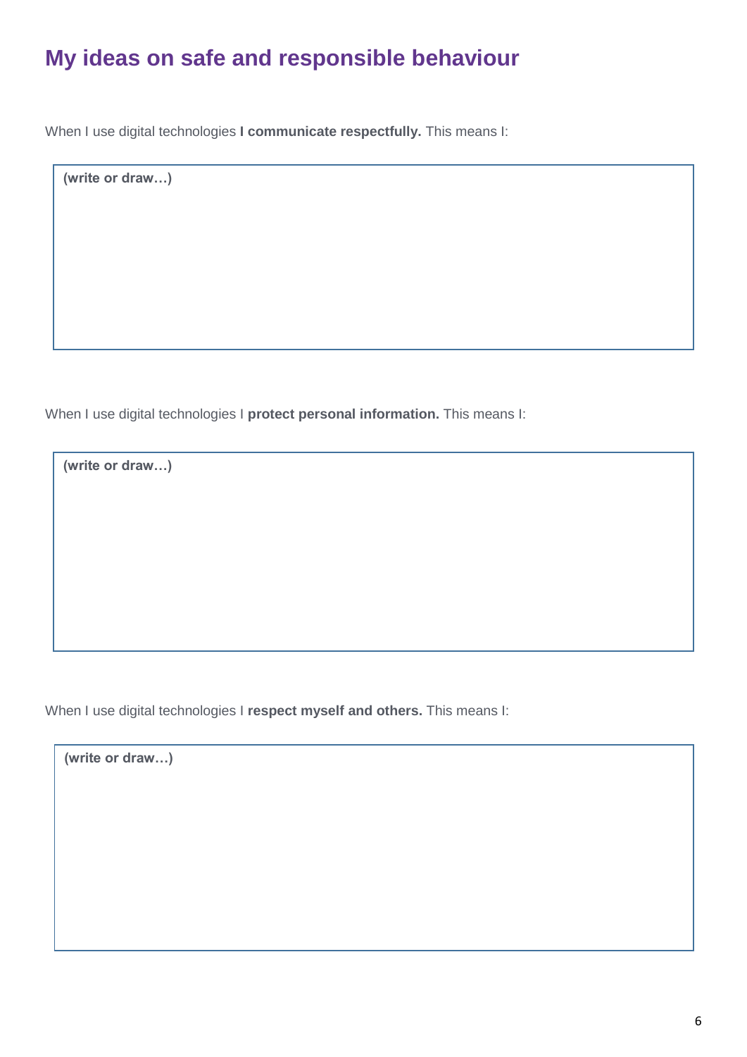# My ideas on safe and responsible behaviour

When I use digital technologies **I communicate respectfully.** This means I:

| |
|---|
| **(write or draw…)** |

When I use digital technologies I **protect personal information.** This means I:

| |
|---|
| **(write or draw…)** |

When I use digital technologies I **respect myself and others.** This means I:

| |
|---|
| **(write or draw…)** |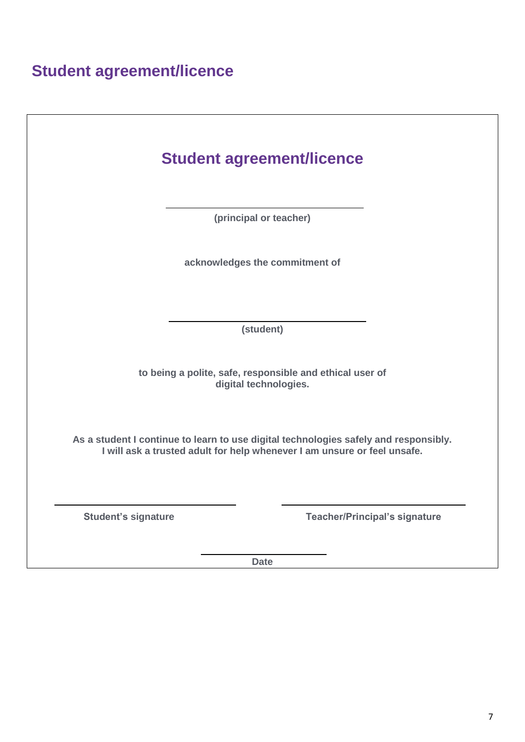## Student agreement/licence

### Student agreement/licence

______________________________

**(principal or teacher)**

**acknowledges the commitment of**

______________________________

**(student)**

**to being a polite, safe, responsible and ethical user of digital technologies.**

**As a student I continue to learn to use digital technologies safely and responsibly. I will ask a trusted adult for help whenever I am unsure or feel unsafe.**

______________________________ ______________________________

**Student's signature** **Teacher/Principal's signature**

______________________________

**Date**